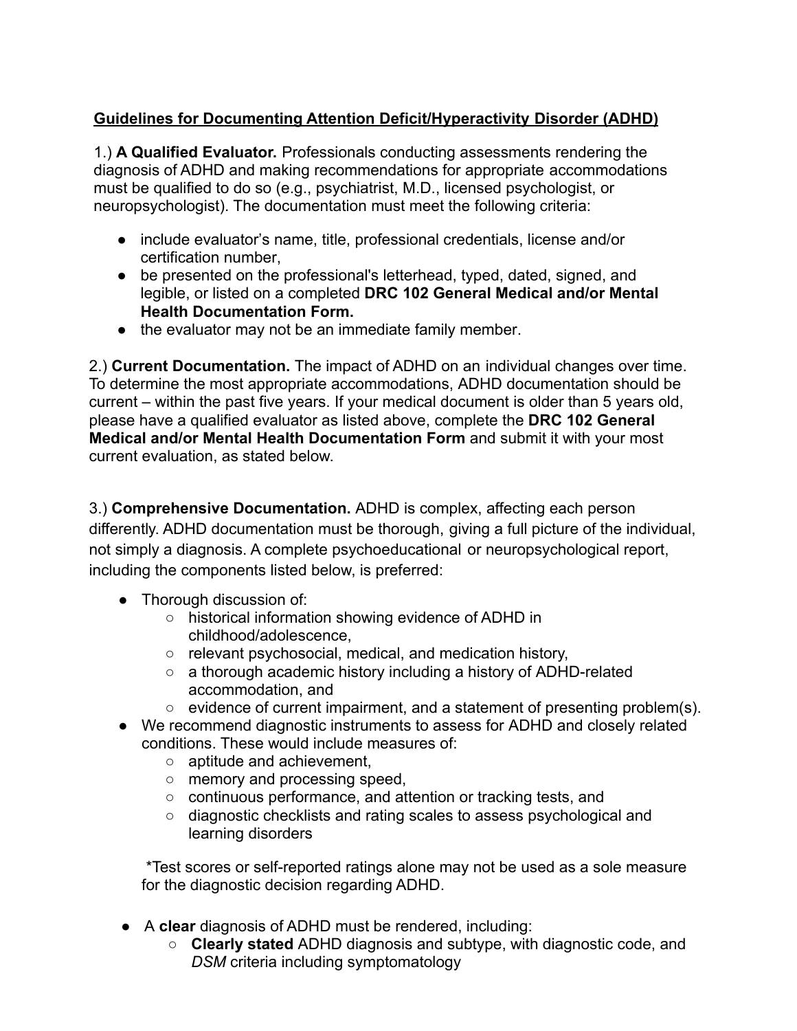## Guidelines for Documenting Attention Deficit/Hyperactivity Disorder (ADHD)

1.) **A Qualified Evaluator.** Professionals conducting assessments rendering the diagnosis of ADHD and making recommendations for appropriate accommodations must be qualified to do so (e.g., psychiatrist, M.D., licensed psychologist, or neuropsychologist). The documentation must meet the following criteria:

- include evaluator's name, title, professional credentials, license and/or certification number,
- be presented on the professional's letterhead, typed, dated, signed, and legible, or listed on a completed **DRC 102 General Medical and/or Mental Health Documentation Form.**
- the evaluator may not be an immediate family member.

2.) **Current Documentation.** The impact of ADHD on an individual changes over time. To determine the most appropriate accommodations, ADHD documentation should be current – within the past five years. If your medical document is older than 5 years old, please have a qualified evaluator as listed above, complete the **DRC 102 General Medical and/or Mental Health Documentation Form** and submit it with your most current evaluation, as stated below.

3.) **Comprehensive Documentation.** ADHD is complex, affecting each person differently. ADHD documentation must be thorough, giving a full picture of the individual, not simply a diagnosis. A complete psychoeducational or neuropsychological report, including the components listed below, is preferred:

- Thorough discussion of:
  - historical information showing evidence of ADHD in childhood/adolescence,
  - relevant psychosocial, medical, and medication history,
  - a thorough academic history including a history of ADHD-related accommodation, and
  - evidence of current impairment, and a statement of presenting problem(s).
- We recommend diagnostic instruments to assess for ADHD and closely related conditions. These would include measures of:
  - aptitude and achievement,
  - memory and processing speed,
  - continuous performance, and attention or tracking tests, and
  - diagnostic checklists and rating scales to assess psychological and learning disorders

  *Test scores or self-reported ratings alone may not be used as a sole measure for the diagnostic decision regarding ADHD.

- A **clear** diagnosis of ADHD must be rendered, including:
  - **Clearly stated** ADHD diagnosis and subtype, with diagnostic code, and *DSM* criteria including symptomatology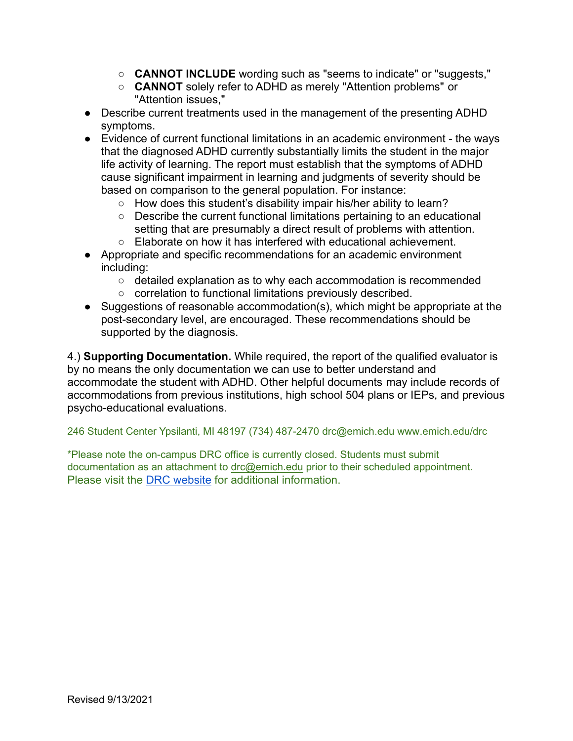- **CANNOT INCLUDE** wording such as "seems to indicate" or "suggests,"
    - **CANNOT** solely refer to ADHD as merely "Attention problems" or "Attention issues,"
- Describe current treatments used in the management of the presenting ADHD symptoms.
- Evidence of current functional limitations in an academic environment - the ways that the diagnosed ADHD currently substantially limits the student in the major life activity of learning. The report must establish that the symptoms of ADHD cause significant impairment in learning and judgments of severity should be based on comparison to the general population. For instance:
    - How does this student's disability impair his/her ability to learn?
    - Describe the current functional limitations pertaining to an educational setting that are presumably a direct result of problems with attention.
    - Elaborate on how it has interfered with educational achievement.
- Appropriate and specific recommendations for an academic environment including:
    - detailed explanation as to why each accommodation is recommended
    - correlation to functional limitations previously described.
- Suggestions of reasonable accommodation(s), which might be appropriate at the post-secondary level, are encouraged. These recommendations should be supported by the diagnosis.

4.) **Supporting Documentation.** While required, the report of the qualified evaluator is by no means the only documentation we can use to better understand and accommodate the student with ADHD. Other helpful documents may include records of accommodations from previous institutions, high school 504 plans or IEPs, and previous psycho-educational evaluations.

246 Student Center Ypsilanti, MI 48197 (734) 487-2470 drc@emich.edu www.emich.edu/drc

*Please note the on-campus DRC office is currently closed. Students must submit documentation as an attachment to drc@emich.edu prior to their scheduled appointment. Please visit the DRC website for additional information.

Revised 9/13/2021